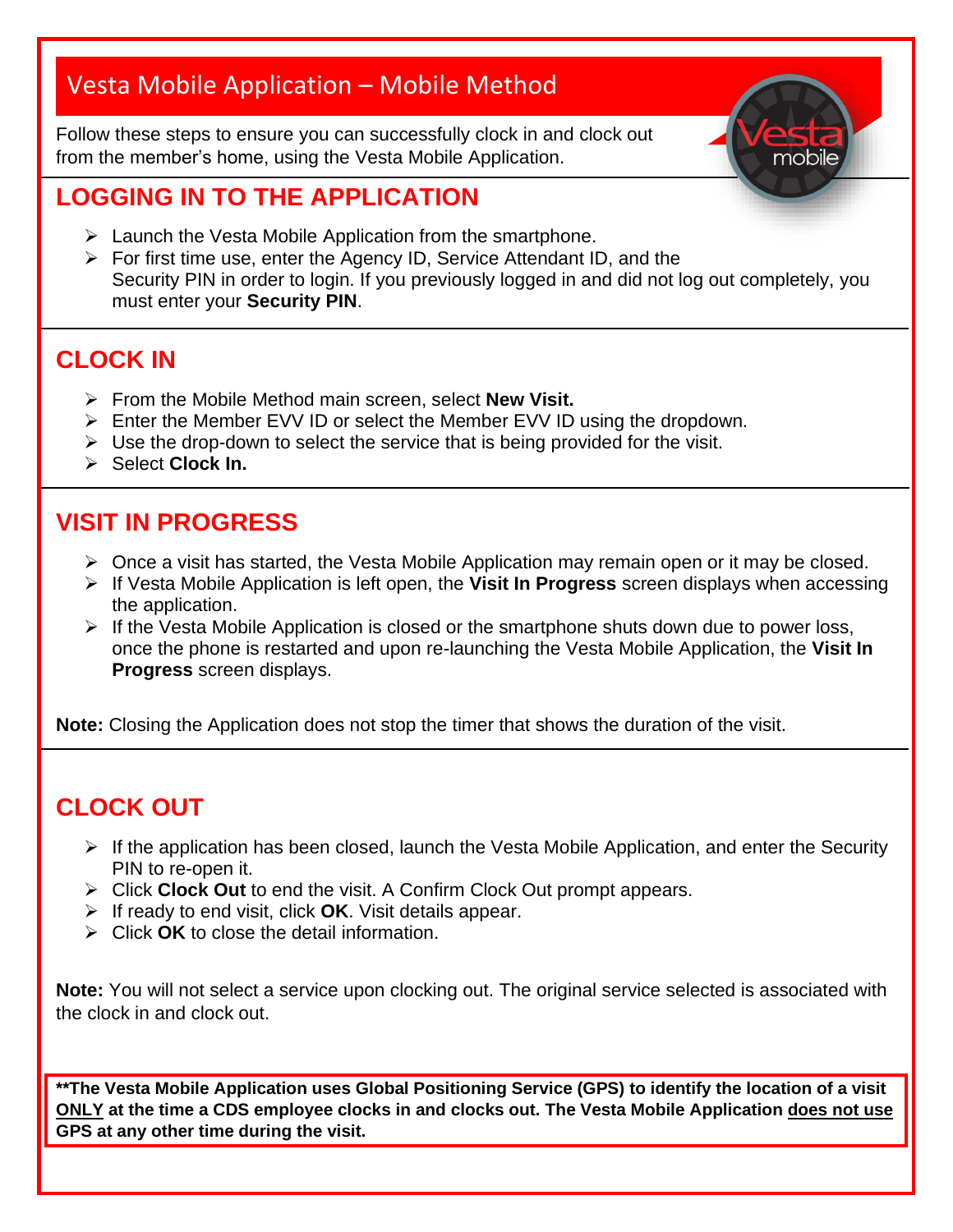# Vesta Mobile Application – Mobile Method

Follow these steps to ensure you can successfully clock in and clock out from the member's home, using the Vesta Mobile Application.

## LOGGING IN TO THE APPLICATION

- Launch the Vesta Mobile Application from the smartphone.
- For first time use, enter the Agency ID, Service Attendant ID, and the Security PIN in order to login. If you previously logged in and did not log out completely, you must enter your **Security PIN**.

## CLOCK IN

- From the Mobile Method main screen, select **New Visit.**
- Enter the Member EVV ID or select the Member EVV ID using the dropdown.
- Use the drop-down to select the service that is being provided for the visit.
- Select **Clock In.**

## VISIT IN PROGRESS

- Once a visit has started, the Vesta Mobile Application may remain open or it may be closed.
- If Vesta Mobile Application is left open, the **Visit In Progress** screen displays when accessing the application.
- If the Vesta Mobile Application is closed or the smartphone shuts down due to power loss, once the phone is restarted and upon re-launching the Vesta Mobile Application, the **Visit In Progress** screen displays.

**Note:** Closing the Application does not stop the timer that shows the duration of the visit.

## CLOCK OUT

- If the application has been closed, launch the Vesta Mobile Application, and enter the Security PIN to re-open it.
- Click **Clock Out** to end the visit. A Confirm Clock Out prompt appears.
- If ready to end visit, click **OK**. Visit details appear.
- Click **OK** to close the detail information.

**Note:** You will not select a service upon clocking out. The original service selected is associated with the clock in and clock out.

**\*\*The Vesta Mobile Application uses Global Positioning Service (GPS) to identify the location of a visit <u>ONLY</u> at the time a CDS employee clocks in and clocks out. The Vesta Mobile Application <u>does not use</u> GPS at any other time during the visit.**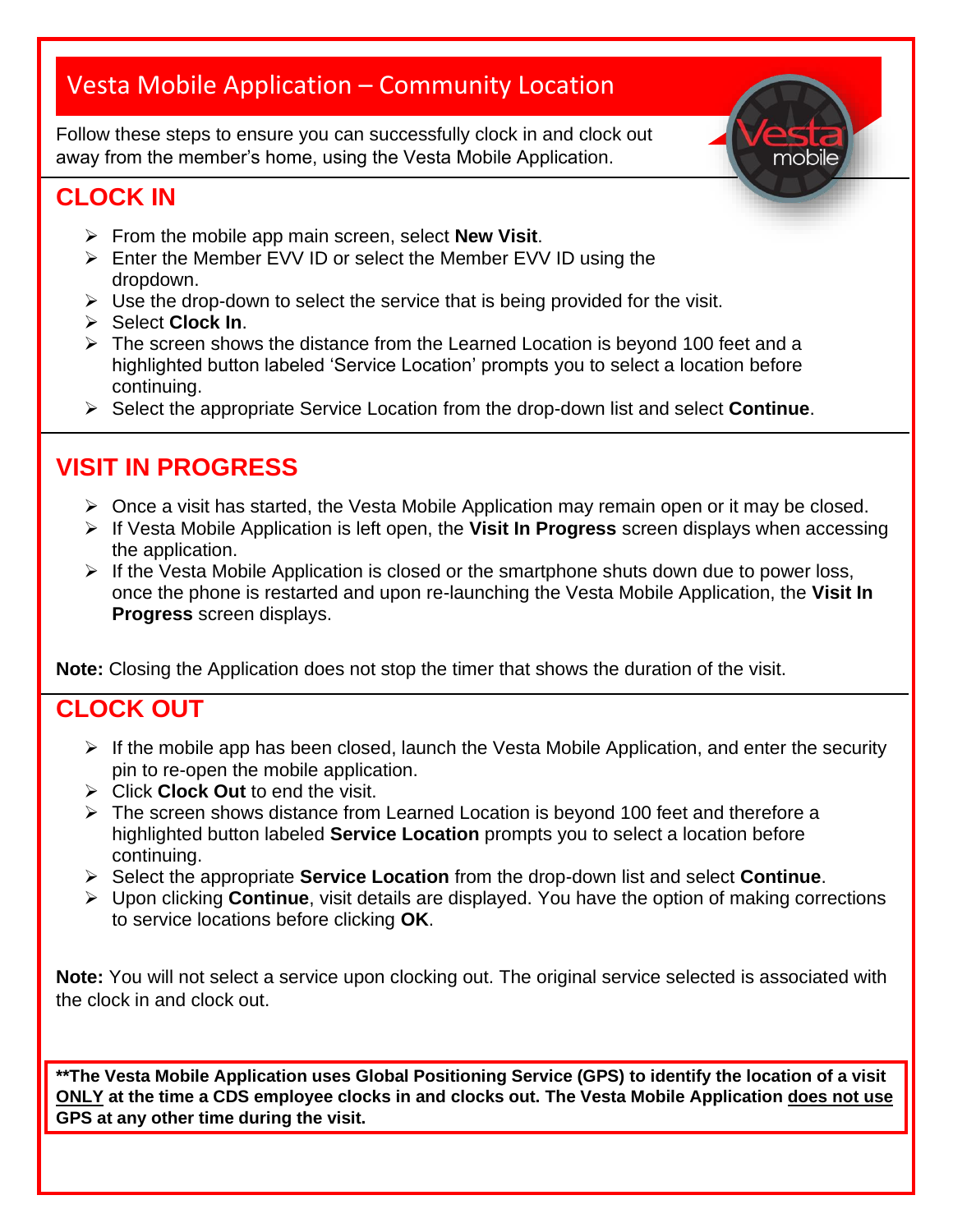# Vesta Mobile Application – Community Location

Follow these steps to ensure you can successfully clock in and clock out away from the member's home, using the Vesta Mobile Application.

## CLOCK IN

- From the mobile app main screen, select **New Visit**.
- Enter the Member EVV ID or select the Member EVV ID using the dropdown.
- Use the drop-down to select the service that is being provided for the visit.
- Select **Clock In**.
- The screen shows the distance from the Learned Location is beyond 100 feet and a highlighted button labeled 'Service Location' prompts you to select a location before continuing.
- Select the appropriate Service Location from the drop-down list and select **Continue**.

## VISIT IN PROGRESS

- Once a visit has started, the Vesta Mobile Application may remain open or it may be closed.
- If Vesta Mobile Application is left open, the **Visit In Progress** screen displays when accessing the application.
- If the Vesta Mobile Application is closed or the smartphone shuts down due to power loss, once the phone is restarted and upon re-launching the Vesta Mobile Application, the **Visit In Progress** screen displays.

**Note:** Closing the Application does not stop the timer that shows the duration of the visit.

## CLOCK OUT

- If the mobile app has been closed, launch the Vesta Mobile Application, and enter the security pin to re-open the mobile application.
- Click **Clock Out** to end the visit.
- The screen shows distance from Learned Location is beyond 100 feet and therefore a highlighted button labeled **Service Location** prompts you to select a location before continuing.
- Select the appropriate **Service Location** from the drop-down list and select **Continue**.
- Upon clicking **Continue**, visit details are displayed. You have the option of making corrections to service locations before clicking **OK**.

**Note:** You will not select a service upon clocking out. The original service selected is associated with the clock in and clock out.

**\*\*The Vesta Mobile Application uses Global Positioning Service (GPS) to identify the location of a visit <u>ONLY</u> at the time a CDS employee clocks in and clocks out. The Vesta Mobile Application <u>does not use</u> GPS at any other time during the visit.**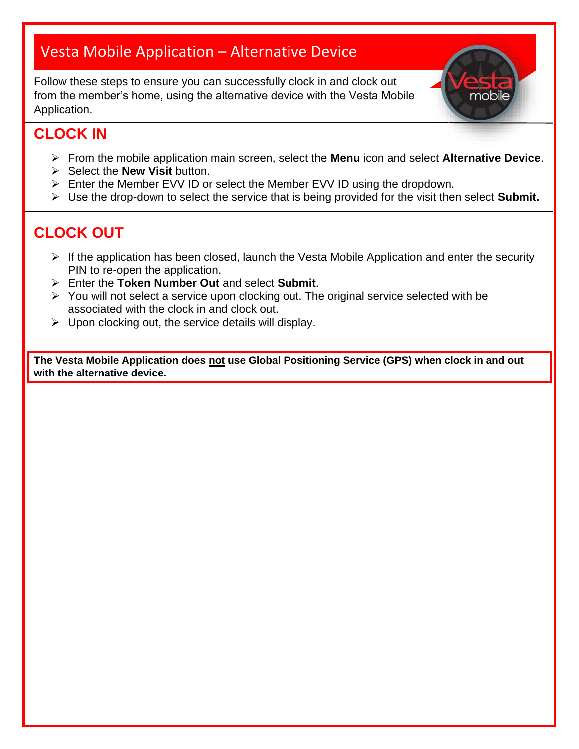# Vesta Mobile Application – Alternative Device

Follow these steps to ensure you can successfully clock in and clock out from the member's home, using the alternative device with the Vesta Mobile Application.

## CLOCK IN

- From the mobile application main screen, select the **Menu** icon and select **Alternative Device**.
- Select the **New Visit** button.
- Enter the Member EVV ID or select the Member EVV ID using the dropdown.
- Use the drop-down to select the service that is being provided for the visit then select **Submit.**

## CLOCK OUT

- If the application has been closed, launch the Vesta Mobile Application and enter the security PIN to re-open the application.
- Enter the **Token Number Out** and select **Submit**.
- You will not select a service upon clocking out. The original service selected with be associated with the clock in and clock out.
- Upon clocking out, the service details will display.

**The Vesta Mobile Application does <u>not</u> use Global Positioning Service (GPS) when clock in and out with the alternative device.**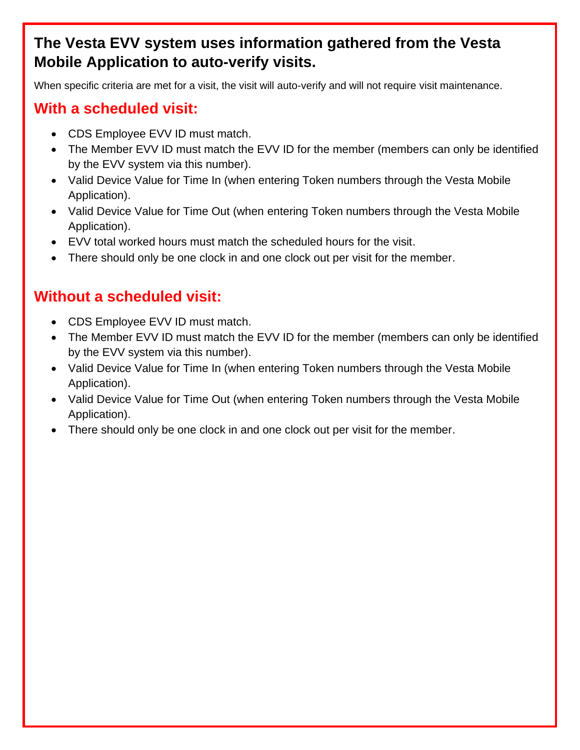## The Vesta EVV system uses information gathered from the Vesta Mobile Application to auto-verify visits.

When specific criteria are met for a visit, the visit will auto-verify and will not require visit maintenance.

### With a scheduled visit:

- CDS Employee EVV ID must match.
- The Member EVV ID must match the EVV ID for the member (members can only be identified by the EVV system via this number).
- Valid Device Value for Time In (when entering Token numbers through the Vesta Mobile Application).
- Valid Device Value for Time Out (when entering Token numbers through the Vesta Mobile Application).
- EVV total worked hours must match the scheduled hours for the visit.
- There should only be one clock in and one clock out per visit for the member.

### Without a scheduled visit:

- CDS Employee EVV ID must match.
- The Member EVV ID must match the EVV ID for the member (members can only be identified by the EVV system via this number).
- Valid Device Value for Time In (when entering Token numbers through the Vesta Mobile Application).
- Valid Device Value for Time Out (when entering Token numbers through the Vesta Mobile Application).
- There should only be one clock in and one clock out per visit for the member.